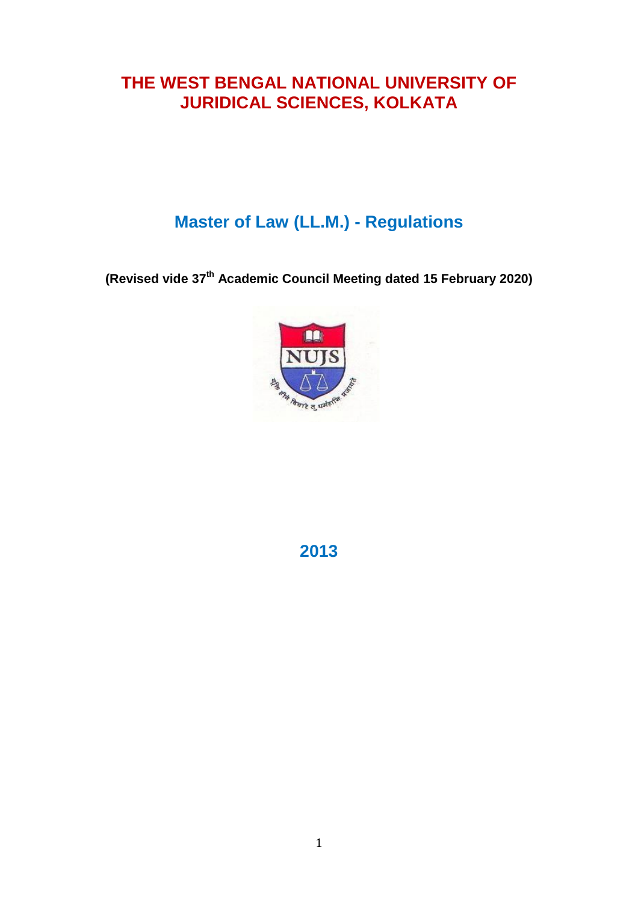# THE WEST BENGAL NATIONAL UNIVERSITY OF JURIDICAL SCIENCES, KOLKATA

## Master of Law (LL.M.) - Regulations

**(Revised vide 37th Academic Council Meeting dated 15 February 2020)**

## 2013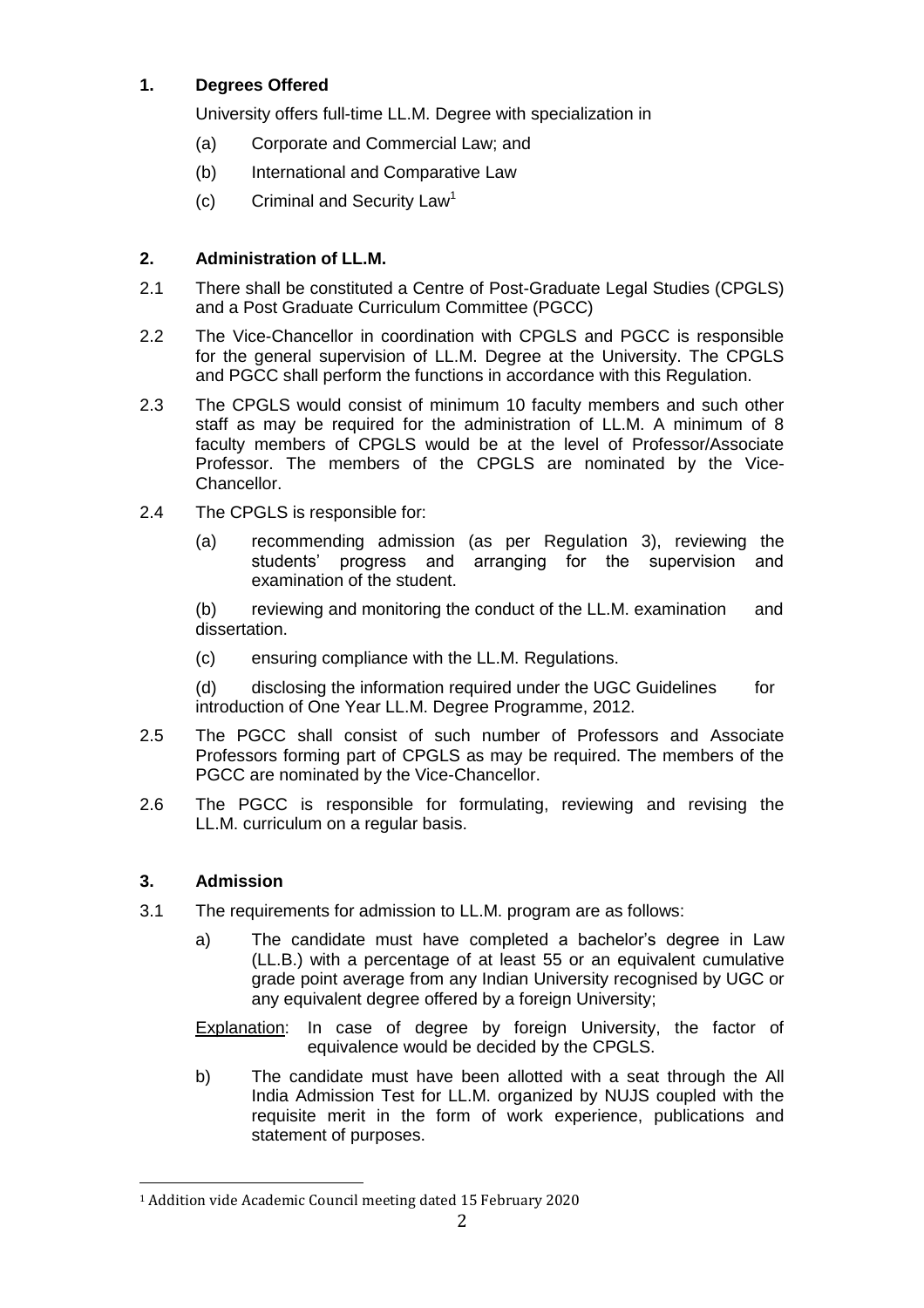## 1. Degrees Offered

University offers full-time LL.M. Degree with specialization in

(a) Corporate and Commercial Law; and

(b) International and Comparative Law

(c) Criminal and Security Law[1]

## 2. Administration of LL.M.

2.1 There shall be constituted a Centre of Post-Graduate Legal Studies (CPGLS) and a Post Graduate Curriculum Committee (PGCC)

2.2 The Vice-Chancellor in coordination with CPGLS and PGCC is responsible for the general supervision of LL.M. Degree at the University. The CPGLS and PGCC shall perform the functions in accordance with this Regulation.

2.3 The CPGLS would consist of minimum 10 faculty members and such other staff as may be required for the administration of LL.M. A minimum of 8 faculty members of CPGLS would be at the level of Professor/Associate Professor. The members of the CPGLS are nominated by the Vice-Chancellor.

2.4 The CPGLS is responsible for:

(a) recommending admission (as per Regulation 3), reviewing the students' progress and arranging for the supervision and examination of the student.

(b) reviewing and monitoring the conduct of the LL.M. examination and dissertation.

(c) ensuring compliance with the LL.M. Regulations.

(d) disclosing the information required under the UGC Guidelines for introduction of One Year LL.M. Degree Programme, 2012.

2.5 The PGCC shall consist of such number of Professors and Associate Professors forming part of CPGLS as may be required. The members of the PGCC are nominated by the Vice-Chancellor.

2.6 The PGCC is responsible for formulating, reviewing and revising the LL.M. curriculum on a regular basis.

## 3. Admission

3.1 The requirements for admission to LL.M. program are as follows:

a) The candidate must have completed a bachelor's degree in Law (LL.B.) with a percentage of at least 55 or an equivalent cumulative grade point average from any Indian University recognised by UGC or any equivalent degree offered by a foreign University;

Explanation: In case of degree by foreign University, the factor of equivalence would be decided by the CPGLS.

b) The candidate must have been allotted with a seat through the All India Admission Test for LL.M. organized by NUJS coupled with the requisite merit in the form of work experience, publications and statement of purposes.

---

[1] Addition vide Academic Council meeting dated 15 February 2020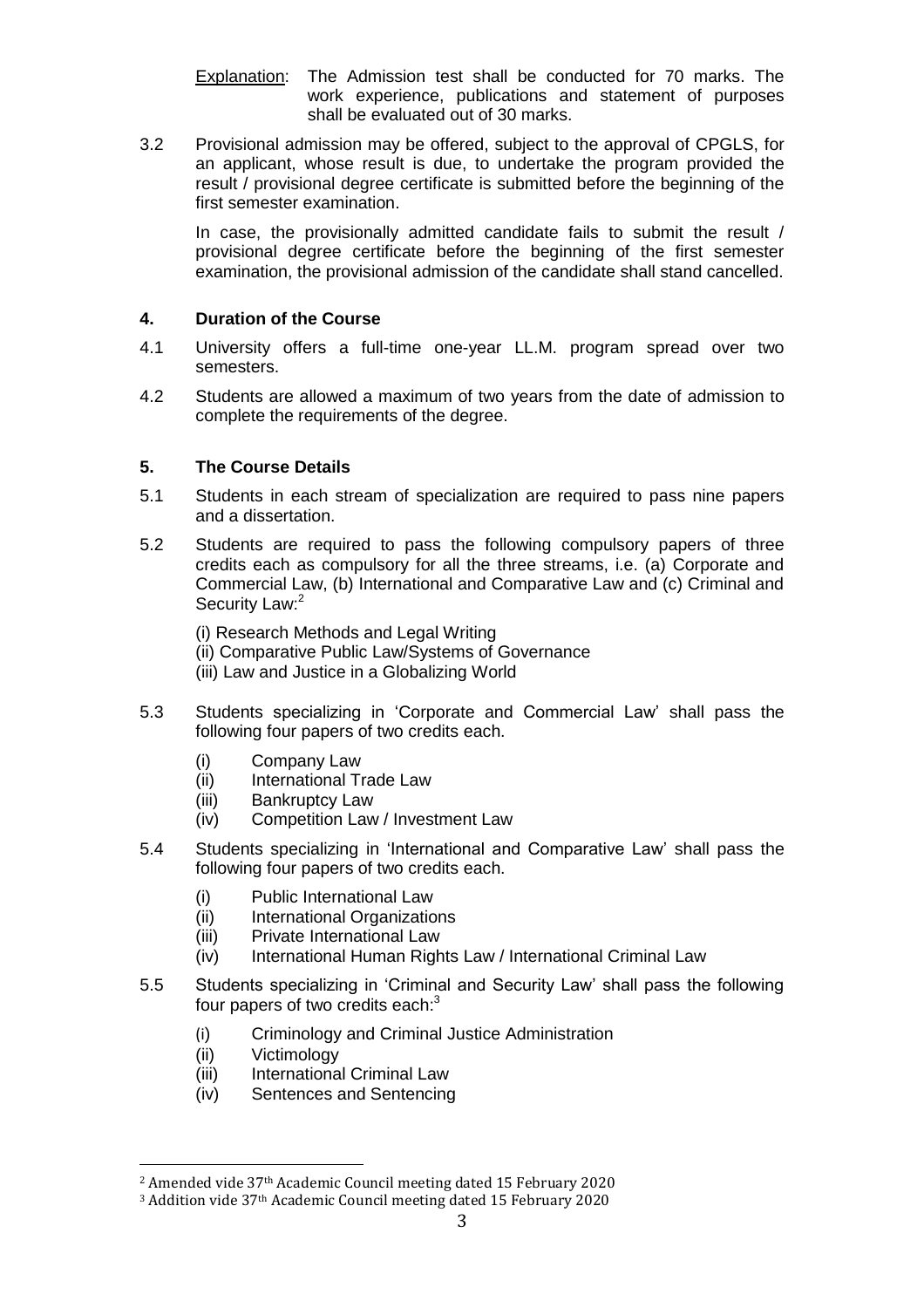Explanation: The Admission test shall be conducted for 70 marks. The work experience, publications and statement of purposes shall be evaluated out of 30 marks.

3.2 Provisional admission may be offered, subject to the approval of CPGLS, for an applicant, whose result is due, to undertake the program provided the result / provisional degree certificate is submitted before the beginning of the first semester examination.

In case, the provisionally admitted candidate fails to submit the result / provisional degree certificate before the beginning of the first semester examination, the provisional admission of the candidate shall stand cancelled.

## 4. Duration of the Course

4.1 University offers a full-time one-year LL.M. program spread over two semesters.

4.2 Students are allowed a maximum of two years from the date of admission to complete the requirements of the degree.

## 5. The Course Details

5.1 Students in each stream of specialization are required to pass nine papers and a dissertation.

5.2 Students are required to pass the following compulsory papers of three credits each as compulsory for all the three streams, i.e. (a) Corporate and Commercial Law, (b) International and Comparative Law and (c) Criminal and Security Law:[2]

(i) Research Methods and Legal Writing
(ii) Comparative Public Law/Systems of Governance
(iii) Law and Justice in a Globalizing World

5.3 Students specializing in 'Corporate and Commercial Law' shall pass the following four papers of two credits each.

(i) Company Law
(ii) International Trade Law
(iii) Bankruptcy Law
(iv) Competition Law / Investment Law

5.4 Students specializing in 'International and Comparative Law' shall pass the following four papers of two credits each.

(i) Public International Law
(ii) International Organizations
(iii) Private International Law
(iv) International Human Rights Law / International Criminal Law

5.5 Students specializing in 'Criminal and Security Law' shall pass the following four papers of two credits each:[3]

(i) Criminology and Criminal Justice Administration
(ii) Victimology
(iii) International Criminal Law
(iv) Sentences and Sentencing

---

[2] Amended vide 37th Academic Council meeting dated 15 February 2020

[3] Addition vide 37th Academic Council meeting dated 15 February 2020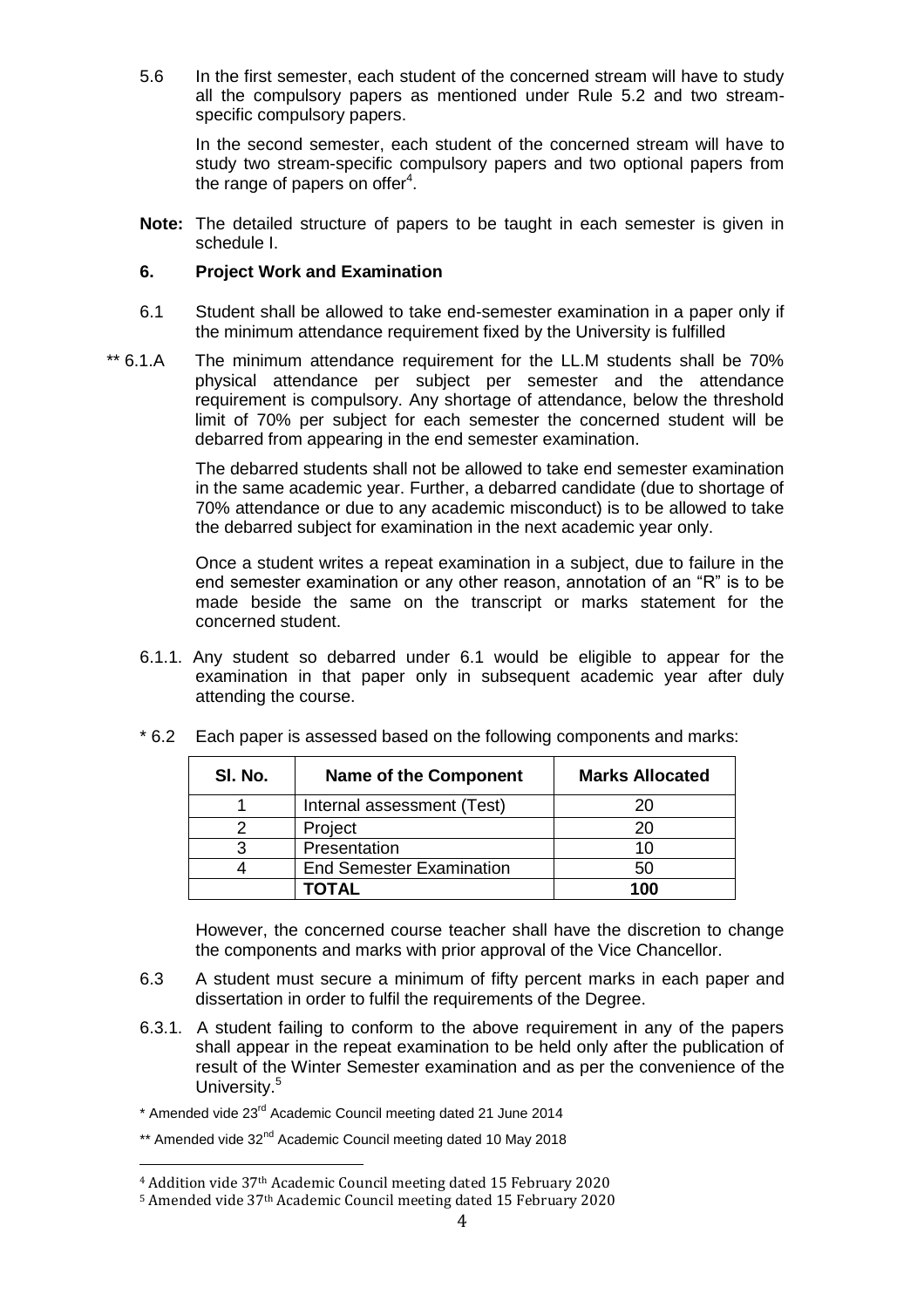5.6 In the first semester, each student of the concerned stream will have to study all the compulsory papers as mentioned under Rule 5.2 and two stream-specific compulsory papers.

In the second semester, each student of the concerned stream will have to study two stream-specific compulsory papers and two optional papers from the range of papers on offer[4].

**Note:** The detailed structure of papers to be taught in each semester is given in schedule I.

### 6. Project Work and Examination

6.1 Student shall be allowed to take end-semester examination in a paper only if the minimum attendance requirement fixed by the University is fulfilled

** 6.1.A The minimum attendance requirement for the LL.M students shall be 70% physical attendance per subject per semester and the attendance requirement is compulsory. Any shortage of attendance, below the threshold limit of 70% per subject for each semester the concerned student will be debarred from appearing in the end semester examination.

The debarred students shall not be allowed to take end semester examination in the same academic year. Further, a debarred candidate (due to shortage of 70% attendance or due to any academic misconduct) is to be allowed to take the debarred subject for examination in the next academic year only.

Once a student writes a repeat examination in a subject, due to failure in the end semester examination or any other reason, annotation of an "R" is to be made beside the same on the transcript or marks statement for the concerned student.

6.1.1. Any student so debarred under 6.1 would be eligible to appear for the examination in that paper only in subsequent academic year after duly attending the course.

* 6.2 Each paper is assessed based on the following components and marks:

| Sl. No. | Name of the Component | Marks Allocated |
|---|---|---|
| 1 | Internal assessment (Test) | 20 |
| 2 | Project | 20 |
| 3 | Presentation | 10 |
| 4 | End Semester Examination | 50 |
| | **TOTAL** | **100** |

However, the concerned course teacher shall have the discretion to change the components and marks with prior approval of the Vice Chancellor.

6.3 A student must secure a minimum of fifty percent marks in each paper and dissertation in order to fulfil the requirements of the Degree.

6.3.1. A student failing to conform to the above requirement in any of the papers shall appear in the repeat examination to be held only after the publication of result of the Winter Semester examination and as per the convenience of the University.[5]

* Amended vide 23rd Academic Council meeting dated 21 June 2014

** Amended vide 32nd Academic Council meeting dated 10 May 2018

[4] Addition vide 37th Academic Council meeting dated 15 February 2020

[5] Amended vide 37th Academic Council meeting dated 15 February 2020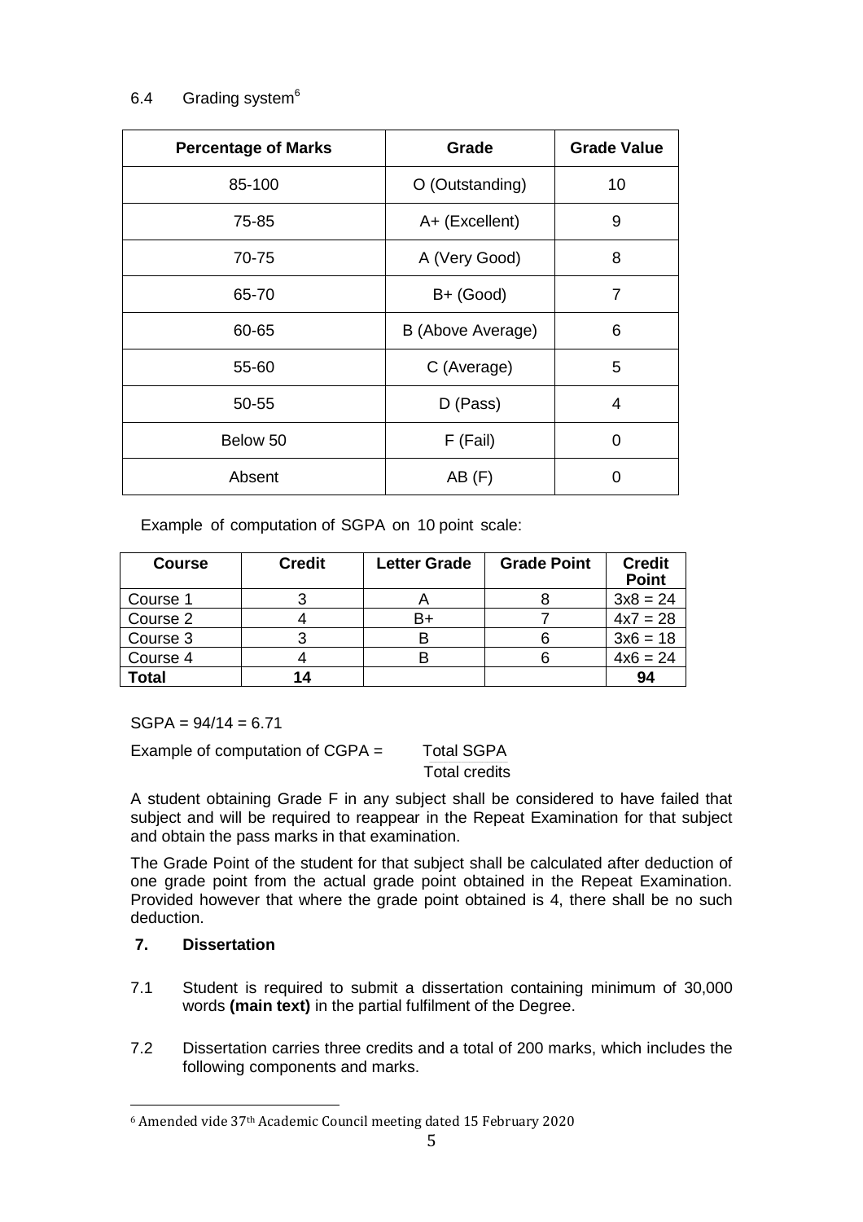### 6.4 Grading system[6]

| Percentage of Marks | Grade | Grade Value |
|---|---|---|
| 85-100 | O (Outstanding) | 10 |
| 75-85 | A+ (Excellent) | 9 |
| 70-75 | A (Very Good) | 8 |
| 65-70 | B+ (Good) | 7 |
| 60-65 | B (Above Average) | 6 |
| 55-60 | C (Average) | 5 |
| 50-55 | D (Pass) | 4 |
| Below 50 | F (Fail) | 0 |
| Absent | AB (F) | 0 |

Example of computation of SGPA on 10 point scale:

| Course | Credit | Letter Grade | Grade Point | Credit Point |
|---|---|---|---|---|
| Course 1 | 3 | A | 8 | 3x8 = 24 |
| Course 2 | 4 | B+ | 7 | 4x7 = 28 |
| Course 3 | 3 | B | 6 | 3x6 = 18 |
| Course 4 | 4 | B | 6 | 4x6 = 24 |
| **Total** | **14** | | | **94** |

SGPA = 94/14 = 6.71

Example of computation of CGPA = $\frac{\text{Total SGPA}}{\text{Total credits}}$

A student obtaining Grade F in any subject shall be considered to have failed that subject and will be required to reappear in the Repeat Examination for that subject and obtain the pass marks in that examination.

The Grade Point of the student for that subject shall be calculated after deduction of one grade point from the actual grade point obtained in the Repeat Examination. Provided however that where the grade point obtained is 4, there shall be no such deduction.

## 7. Dissertation

7.1 Student is required to submit a dissertation containing minimum of 30,000 words **(main text)** in the partial fulfilment of the Degree.

7.2 Dissertation carries three credits and a total of 200 marks, which includes the following components and marks.

[6] Amended vide 37th Academic Council meeting dated 15 February 2020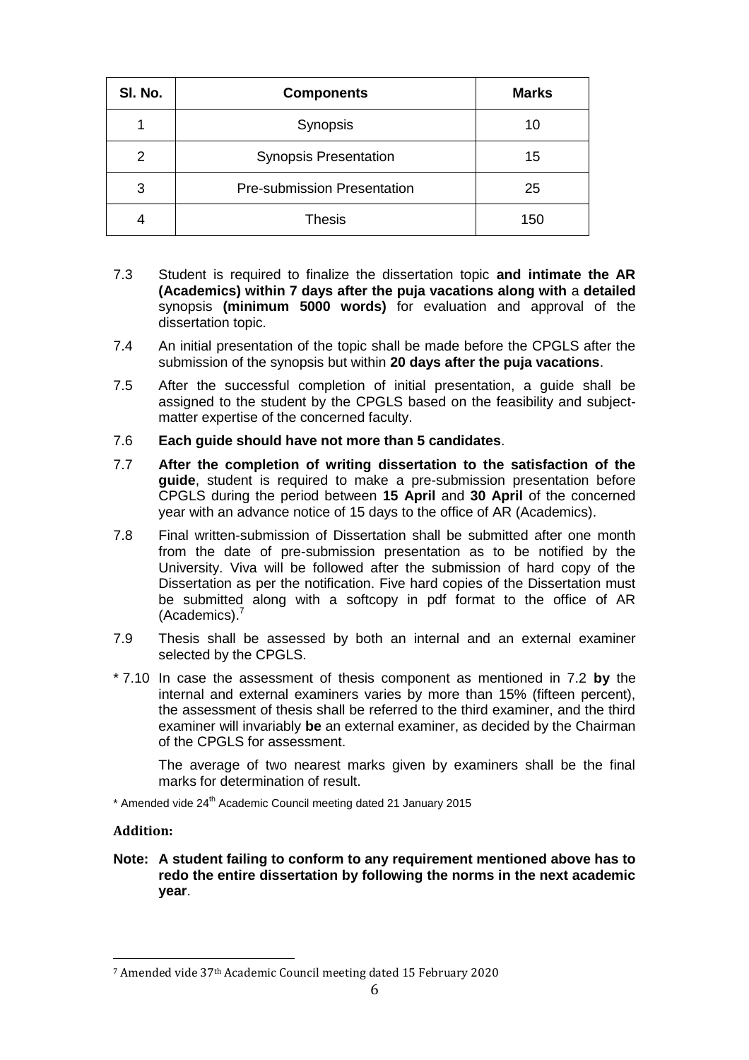| Sl. No. | Components | Marks |
|---|---|---|
| 1 | Synopsis | 10 |
| 2 | Synopsis Presentation | 15 |
| 3 | Pre-submission Presentation | 25 |
| 4 | Thesis | 150 |

7.3 Student is required to finalize the dissertation topic **and intimate the AR (Academics) within 7 days after the puja vacations along with** a **detailed** synopsis **(minimum 5000 words)** for evaluation and approval of the dissertation topic.

7.4 An initial presentation of the topic shall be made before the CPGLS after the submission of the synopsis but within **20 days after the puja vacations**.

7.5 After the successful completion of initial presentation, a guide shall be assigned to the student by the CPGLS based on the feasibility and subject-matter expertise of the concerned faculty.

7.6 **Each guide should have not more than 5 candidates**.

7.7 **After the completion of writing dissertation to the satisfaction of the guide**, student is required to make a pre-submission presentation before CPGLS during the period between **15 April** and **30 April** of the concerned year with an advance notice of 15 days to the office of AR (Academics).

7.8 Final written-submission of Dissertation shall be submitted after one month from the date of pre-submission presentation as to be notified by the University. Viva will be followed after the submission of hard copy of the Dissertation as per the notification. Five hard copies of the Dissertation must be submitted along with a softcopy in pdf format to the office of AR (Academics).[7]

7.9 Thesis shall be assessed by both an internal and an external examiner selected by the CPGLS.

\* 7.10 In case the assessment of thesis component as mentioned in 7.2 **by** the internal and external examiners varies by more than 15% (fifteen percent), the assessment of thesis shall be referred to the third examiner, and the third examiner will invariably **be** an external examiner, as decided by the Chairman of the CPGLS for assessment.

The average of two nearest marks given by examiners shall be the final marks for determination of result.

\* Amended vide 24th Academic Council meeting dated 21 January 2015

**Addition:**

**Note: A student failing to conform to any requirement mentioned above has to redo the entire dissertation by following the norms in the next academic year**.

[7] Amended vide 37th Academic Council meeting dated 15 February 2020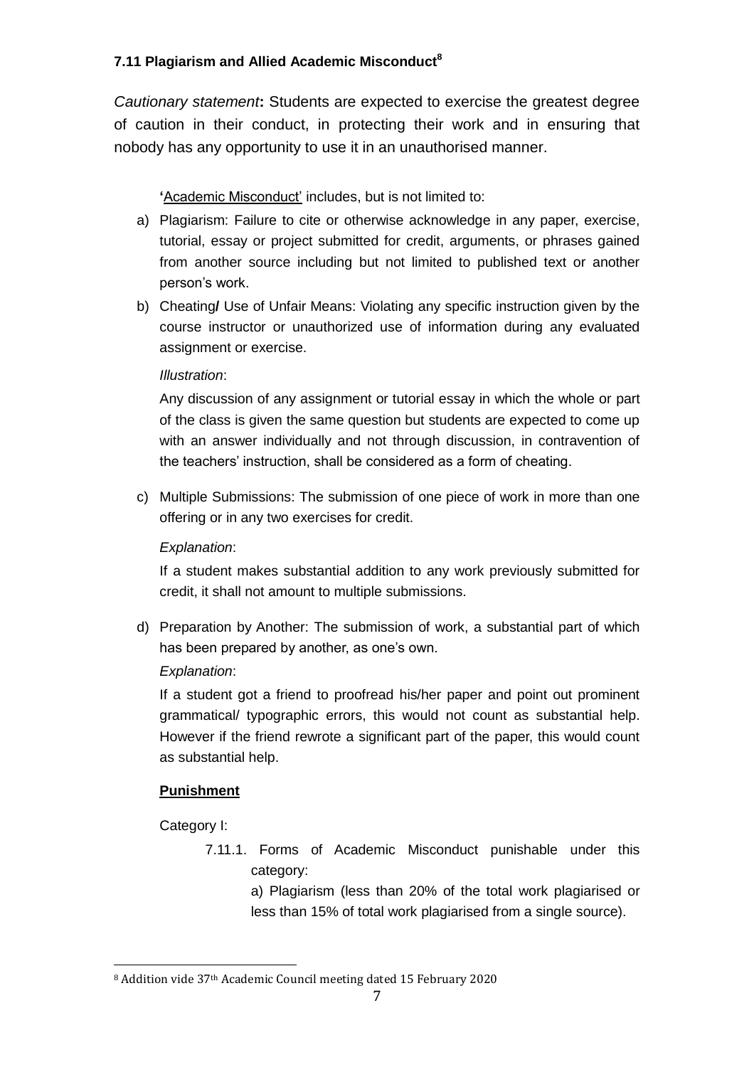### 7.11 Plagiarism and Allied Academic Misconduct[8]

*Cautionary statement***:** Students are expected to exercise the greatest degree of caution in their conduct, in protecting their work and in ensuring that nobody has any opportunity to use it in an unauthorised manner.

'Academic Misconduct' includes, but is not limited to:

a) Plagiarism: Failure to cite or otherwise acknowledge in any paper, exercise, tutorial, essay or project submitted for credit, arguments, or phrases gained from another source including but not limited to published text or another person's work.

b) Cheating**/** Use of Unfair Means: Violating any specific instruction given by the course instructor or unauthorized use of information during any evaluated assignment or exercise.

   *Illustration*:

   Any discussion of any assignment or tutorial essay in which the whole or part of the class is given the same question but students are expected to come up with an answer individually and not through discussion, in contravention of the teachers' instruction, shall be considered as a form of cheating.

c) Multiple Submissions: The submission of one piece of work in more than one offering or in any two exercises for credit.

   *Explanation*:

   If a student makes substantial addition to any work previously submitted for credit, it shall not amount to multiple submissions.

d) Preparation by Another: The submission of work, a substantial part of which has been prepared by another, as one's own.

   *Explanation*:

   If a student got a friend to proofread his/her paper and point out prominent grammatical/ typographic errors, this would not count as substantial help. However if the friend rewrote a significant part of the paper, this would count as substantial help.

**Punishment**

Category I:

7.11.1. Forms of Academic Misconduct punishable under this category:

a) Plagiarism (less than 20% of the total work plagiarised or less than 15% of total work plagiarised from a single source).

---

[8] Addition vide 37th Academic Council meeting dated 15 February 2020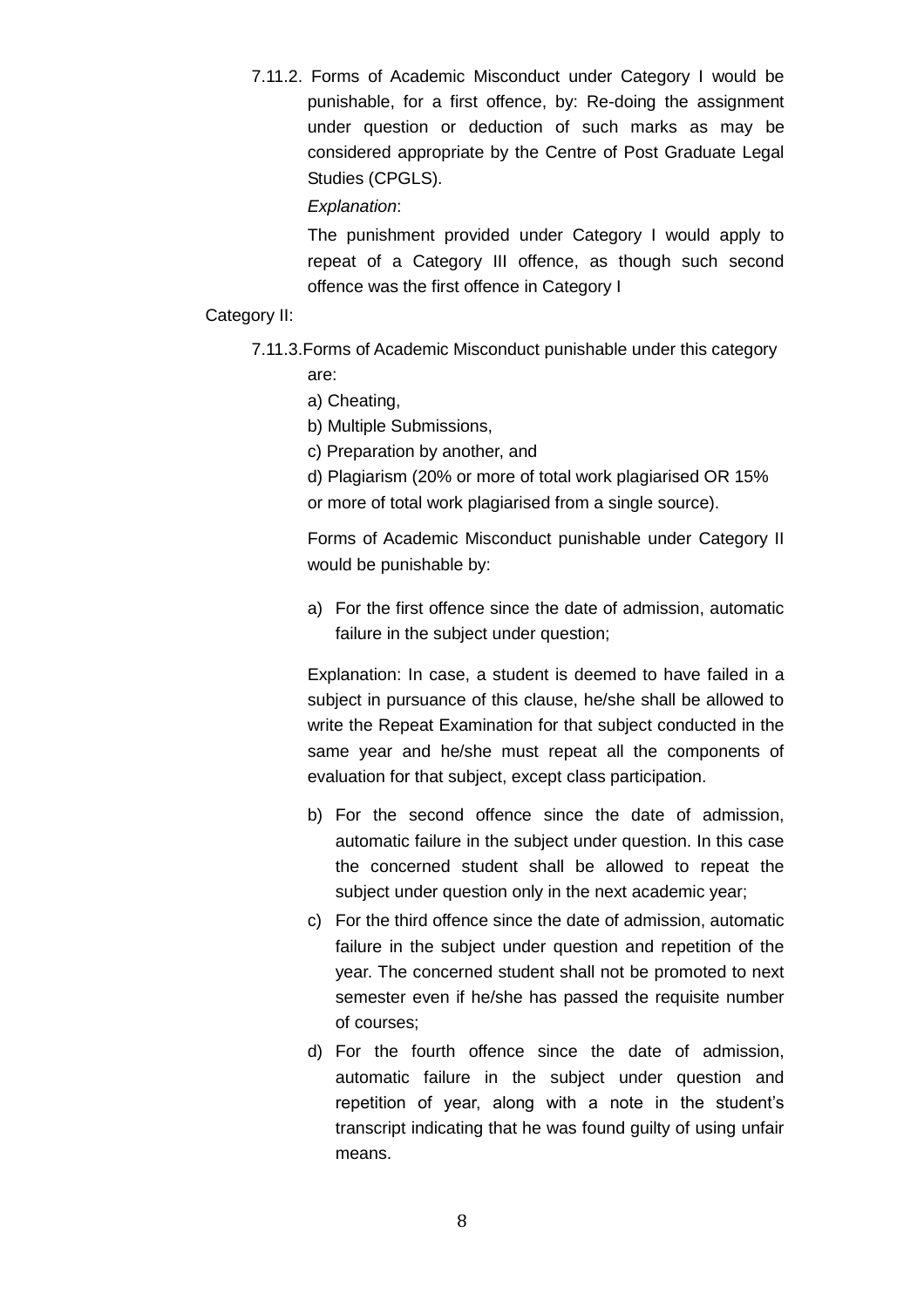7.11.2. Forms of Academic Misconduct under Category I would be punishable, for a first offence, by: Re-doing the assignment under question or deduction of such marks as may be considered appropriate by the Centre of Post Graduate Legal Studies (CPGLS).

*Explanation*:

The punishment provided under Category I would apply to repeat of a Category III offence, as though such second offence was the first offence in Category I

Category II:

7.11.3. Forms of Academic Misconduct punishable under this category are:

a) Cheating,

b) Multiple Submissions,

c) Preparation by another, and

d) Plagiarism (20% or more of total work plagiarised OR 15% or more of total work plagiarised from a single source).

Forms of Academic Misconduct punishable under Category II would be punishable by:

a) For the first offence since the date of admission, automatic failure in the subject under question;

Explanation: In case, a student is deemed to have failed in a subject in pursuance of this clause, he/she shall be allowed to write the Repeat Examination for that subject conducted in the same year and he/she must repeat all the components of evaluation for that subject, except class participation.

b) For the second offence since the date of admission, automatic failure in the subject under question. In this case the concerned student shall be allowed to repeat the subject under question only in the next academic year;

c) For the third offence since the date of admission, automatic failure in the subject under question and repetition of the year. The concerned student shall not be promoted to next semester even if he/she has passed the requisite number of courses;

d) For the fourth offence since the date of admission, automatic failure in the subject under question and repetition of year, along with a note in the student's transcript indicating that he was found guilty of using unfair means.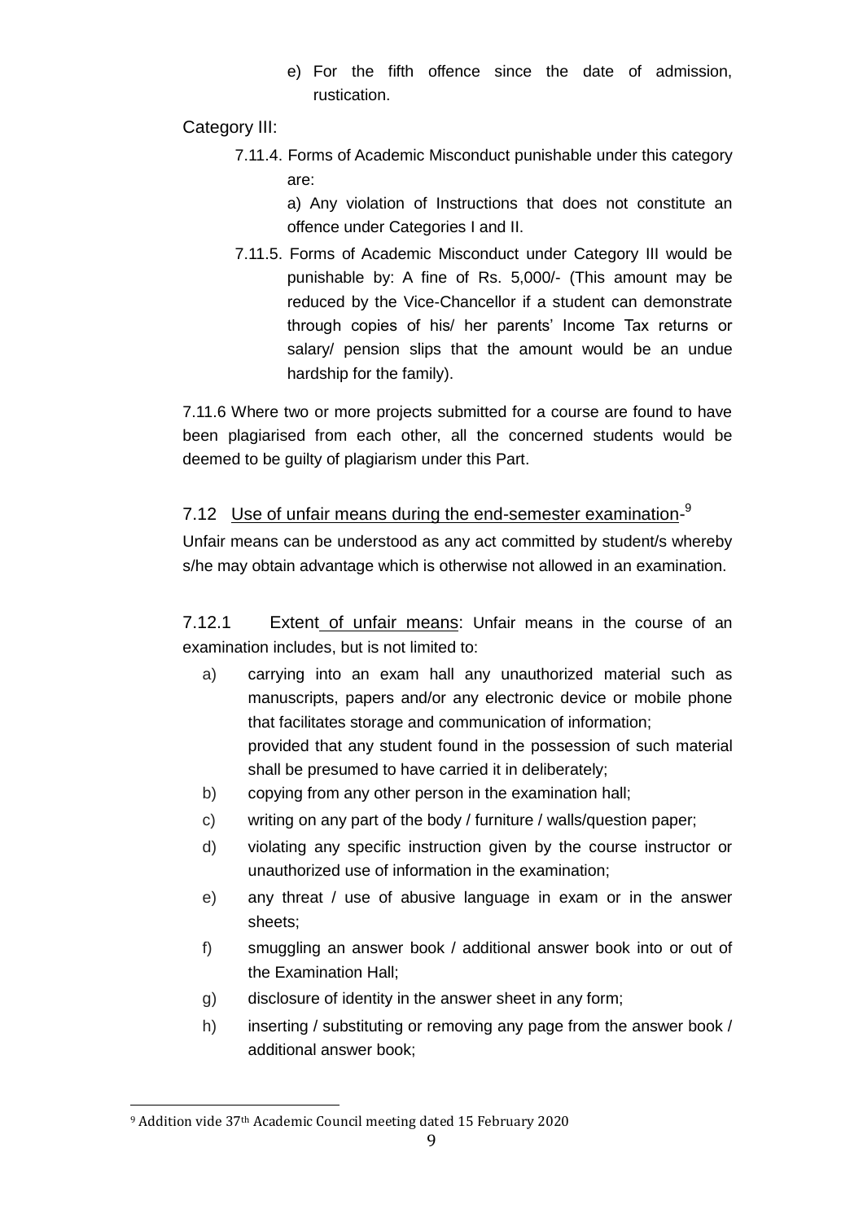e) For the fifth offence since the date of admission, rustication.

Category III:

7.11.4. Forms of Academic Misconduct punishable under this category are:

a) Any violation of Instructions that does not constitute an offence under Categories I and II.

7.11.5. Forms of Academic Misconduct under Category III would be punishable by: A fine of Rs. 5,000/- (This amount may be reduced by the Vice-Chancellor if a student can demonstrate through copies of his/ her parents' Income Tax returns or salary/ pension slips that the amount would be an undue hardship for the family).

7.11.6 Where two or more projects submitted for a course are found to have been plagiarised from each other, all the concerned students would be deemed to be guilty of plagiarism under this Part.

### 7.12 Use of unfair means during the end-semester examination-[9]

Unfair means can be understood as any act committed by student/s whereby s/he may obtain advantage which is otherwise not allowed in an examination.

7.12.1 Extent of unfair means: Unfair means in the course of an examination includes, but is not limited to:

a) carrying into an exam hall any unauthorized material such as manuscripts, papers and/or any electronic device or mobile phone that facilitates storage and communication of information; provided that any student found in the possession of such material shall be presumed to have carried it in deliberately;

b) copying from any other person in the examination hall;

c) writing on any part of the body / furniture / walls/question paper;

d) violating any specific instruction given by the course instructor or unauthorized use of information in the examination;

e) any threat / use of abusive language in exam or in the answer sheets;

f) smuggling an answer book / additional answer book into or out of the Examination Hall;

g) disclosure of identity in the answer sheet in any form;

h) inserting / substituting or removing any page from the answer book / additional answer book;

---

[9] Addition vide 37th Academic Council meeting dated 15 February 2020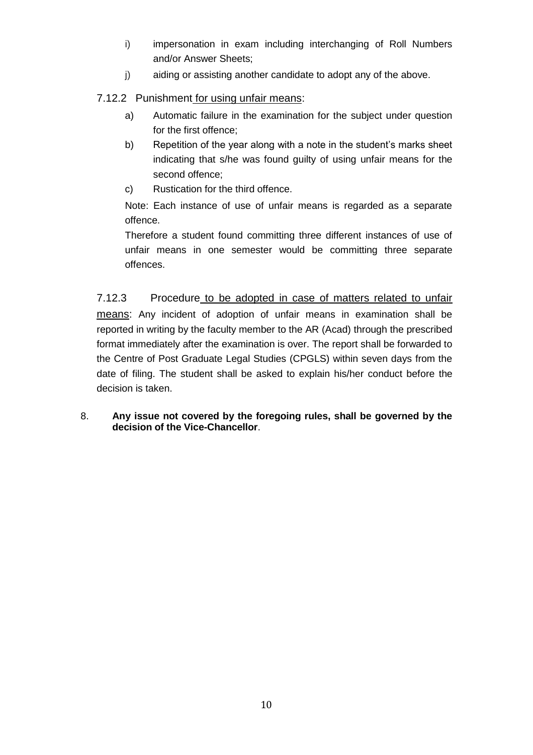i) impersonation in exam including interchanging of Roll Numbers and/or Answer Sheets;

j) aiding or assisting another candidate to adopt any of the above.

7.12.2 Punishment for using unfair means:

a) Automatic failure in the examination for the subject under question for the first offence;

b) Repetition of the year along with a note in the student's marks sheet indicating that s/he was found guilty of using unfair means for the second offence;

c) Rustication for the third offence.

Note: Each instance of use of unfair means is regarded as a separate offence.

Therefore a student found committing three different instances of use of unfair means in one semester would be committing three separate offences.

7.12.3 Procedure to be adopted in case of matters related to unfair means: Any incident of adoption of unfair means in examination shall be reported in writing by the faculty member to the AR (Acad) through the prescribed format immediately after the examination is over. The report shall be forwarded to the Centre of Post Graduate Legal Studies (CPGLS) within seven days from the date of filing. The student shall be asked to explain his/her conduct before the decision is taken.

8. **Any issue not covered by the foregoing rules, shall be governed by the decision of the Vice-Chancellor**.